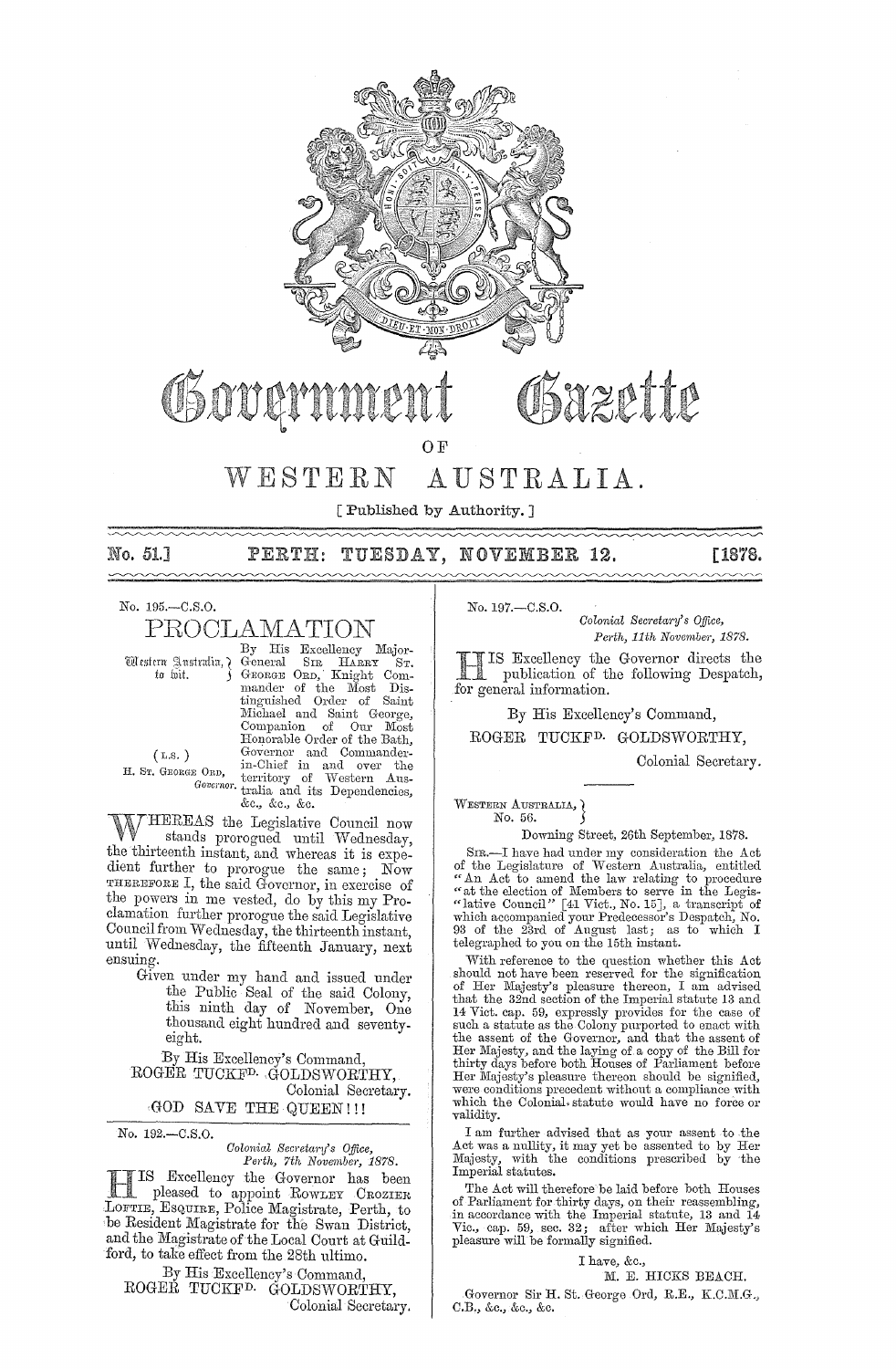# Government Gazette

OF

# WESTERN AUSTRALIA.

[ Published by Authority. ]

No. 51.] PERTH: TUESDAY, NOVEMBER 12. [1878.

No. 195.—C.S.O.

## PROCLAMATION

Western Australia, to wit.

(L.S.)
H. ST. GEORGE ORD,
*Governor.*

By His Excellency Major-General SIR HARRY ST. GEORGE ORD, Knight Commander of the Most Distinguished Order of Saint Michael and Saint George, Companion of Our Most Honorable Order of the Bath, Governor and Commander-in-Chief in and over the territory of Western Australia and its Dependencies, &c., &c., &c.

WHEREAS the Legislative Council now stands prorogued until Wednesday, the thirteenth instant, and whereas it is expedient further to prorogue the same; Now THEREFORE I, the said Governor, in exercise of the powers in me vested, do by this my Proclamation further prorogue the said Legislative Council from Wednesday, the thirteenth instant, until Wednesday, the fifteenth January, next ensuing.

Given under my hand and issued under the Public Seal of the said Colony, this ninth day of November, One thousand eight hundred and seventy-eight.

By His Excellency's Command,
ROGER TUCKFD. GOLDSWORTHY,
Colonial Secretary.

GOD SAVE THE QUEEN!!!

---

No. 192.—C.S.O.

*Colonial Secretary's Office,*
*Perth, 7th November, 1878.*

HIS Excellency the Governor has been pleased to appoint ROWLEY CROZIER LOFTIE, ESQUIRE, Police Magistrate, Perth, to be Resident Magistrate for the Swan District, and the Magistrate of the Local Court at Guildford, to take effect from the 28th ultimo.

By His Excellency's Command,
ROGER TUCKFD. GOLDSWORTHY,
Colonial Secretary.

---

No. 197.—C.S.O.

*Colonial Secretary's Office,*
*Perth, 11th November, 1878.*

HIS Excellency the Governor directs the publication of the following Despatch, for general information.

By His Excellency's Command,
ROGER TUCKFD. GOLDSWORTHY,
Colonial Secretary.

---

WESTERN AUSTRALIA,
No. 56.

Downing Street, 26th September, 1878.

SIR,—I have had under my consideration the Act of the Legislature of Western Australia, entitled "An Act to amend the law relating to procedure "at the election of Members to serve in the Legis-"lative Council" [41 Vict., No. 15], a transcript of which accompanied your Predecessor's Despatch, No. 93 of the 23rd of August last; as to which I telegraphed to you on the 15th instant.

With reference to the question whether this Act should not have been reserved for the signification of Her Majesty's pleasure thereon, I am advised that the 32nd section of the Imperial statute 13 and 14 Vict. cap. 59, expressly provides for the case of such a statute as the Colony purported to enact with the assent of the Governor, and that the assent of Her Majesty, and the laying of a copy of the Bill for thirty days before both Houses of Parliament before Her Majesty's pleasure thereon should be signified, were conditions precedent without a compliance with which the Colonial statute would have no force or validity.

I am further advised that as your assent to the Act was a nullity, it may yet be assented to by Her Majesty, with the conditions prescribed by the Imperial statutes.

The Act will therefore be laid before both Houses of Parliament for thirty days, on their reassembling, in accordance with the Imperial statute, 13 and 14 Vic., cap. 59, sec. 32; after which Her Majesty's pleasure will be formally signified.

I have, &c.,
M. E. HICKS BEACH.

Governor Sir H. St. George Ord, R.E., K.C.M.G., C.B., &c., &c., &c.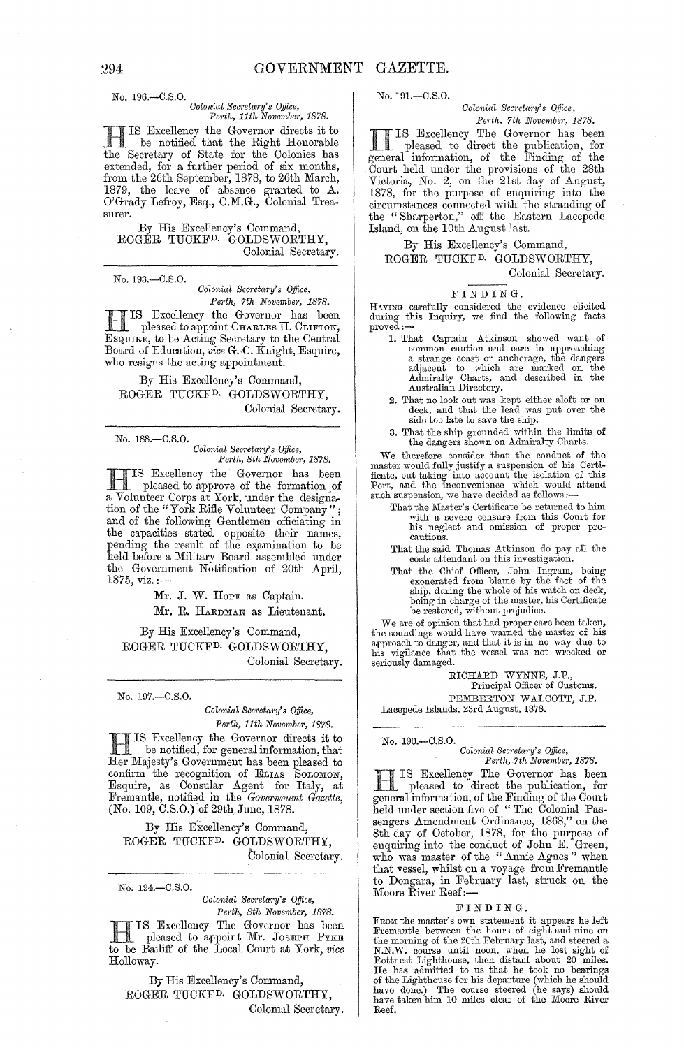No. 196.—C.S.O.

*Colonial Secretary's Office,*
*Perth, 11th November, 1878.*

HIS Excellency the Governor directs it to be notified that the Right Honorable the Secretary of State for the Colonies has extended, for a further period of six months, from the 26th September, 1878, to 26th March, 1879, the leave of absence granted to A. O'Grady Lefroy, Esq., C.M.G., Colonial Treasurer.

By His Excellency's Command,
ROGER TUCKF[D]. GOLDSWORTHY,
Colonial Secretary.

---

No. 193.—C.S.O.

*Colonial Secretary's Office,*
*Perth, 7th November, 1878.*

HIS Excellency the Governor has been pleased to appoint CHARLES H. CLIFTON, ESQUIRE, to be Acting Secretary to the Central Board of Education, *vice* G. C. Knight, Esquire, who resigns the acting appointment.

By His Excellency's Command,
ROGER TUCKF[D]. GOLDSWORTHY,
Colonial Secretary.

---

No. 188.—C.S.O.

*Colonial Secretary's Office,*
*Perth, 8th November, 1878.*

HIS Excellency the Governor has been pleased to approve of the formation of a Volunteer Corps at York, under the designation of the "York Rifle Volunteer Company"; and of the following Gentlemen officiating in the capacities stated opposite their names, pending the result of the examination to be held before a Military Board assembled under the Government Notification of 20th April, 1875, viz.:—

Mr. J. W. HOPE as Captain.
Mr. R. HARDMAN as Lieutenant.

By His Excellency's Command,
ROGER TUCKF[D]. GOLDSWORTHY,
Colonial Secretary.

---

No. 197.—C.S.O.

*Colonial Secretary's Office,*
*Perth, 11th November, 1878.*

HIS Excellency the Governor directs it to be notified, for general information, that Her Majesty's Government has been pleased to confirm the recognition of ELIAS SOLOMON, Esquire, as Consular Agent for Italy, at Fremantle, notified in the *Government Gazette*, (No. 109, C.S.O.) of 29th June, 1878.

By His Excellency's Command,
ROGER TUCKF[D]. GOLDSWORTHY,
Colonial Secretary.

---

No. 194.—C.S.O.

*Colonial Secretary's Office,*
*Perth, 8th November, 1878.*

HIS Excellency The Governor has been pleased to appoint Mr. JOSEPH PYKE to be Bailiff of the Local Court at York, *vice* Holloway.

By His Excellency's Command,
ROGER TUCKF[D]. GOLDSWORTHY,
Colonial Secretary.

---

No. 191.—C.S.O.

*Colonial Secretary's Office,*
*Perth, 7th November, 1878.*

HIS Excellency The Governor has been pleased to direct the publication, for general information, of the Finding of the Court held under the provisions of the 28th Victoria, No. 2, on the 21st day of August, 1878, for the purpose of enquiring into the circumstances connected with the stranding of the "Sharperton," off the Eastern Lacepede Island, on the 10th August last.

By His Excellency's Command,
ROGER TUCKF[D]. GOLDSWORTHY,
Colonial Secretary.

FINDING.

HAVING carefully considered the evidence elicited during this Inquiry, we find the following facts proved:—

1. That Captain Atkinson showed want of common caution and care in approaching a strange coast or anchorage, the dangers adjacent to which are marked on the Admiralty Charts, and described in the Australian Directory.
2. That no look out was kept either aloft or on deck, and that the lead was put over the side too late to save the ship.
3. That the ship grounded within the limits of the dangers shown on Admiralty Charts.

We therefore consider that the conduct of the master would fully justify a suspension of his Certificate, but taking into account the isolation of this Port, and the inconvenience which would attend such suspension, we have decided as follows:—

That the Master's Certificate be returned to him with a severe censure from this Court for his neglect and omission of proper precautions.

That the said Thomas Atkinson do pay all the costs attendant on this investigation.

That the Chief Officer, John Ingram, being exonerated from blame by the fact of the ship, during the whole of his watch on deck, being in charge of the master, his Certificate be restored, without prejudice.

We are of opinion that had proper care been taken, the soundings would have warned the master of his approach to danger, and that it is in no way due to his vigilance that the vessel was not wrecked or seriously damaged.

RICHARD WYNNE, J.P.,
Principal Officer of Customs.
PEMBERTON WALCOTT, J.P.

Lacepede Islands, 23rd August, 1878.

---

No. 190.—C.S.O.

*Colonial Secretary's Office,*
*Perth, 7th November, 1878.*

HIS Excellency The Governor has been pleased to direct the publication, for general information, of the Finding of the Court held under section five of "The Colonial Passengers Amendment Ordinance, 1868," on the 8th day of October, 1878, for the purpose of enquiring into the conduct of John E. Green, who was master of the "Annie Agnes" when that vessel, whilst on a voyage from Fremantle to Dongara, in February last, struck on the Moore River Reef:—

FINDING.

FROM the master's own statement it appears he left Fremantle between the hours of eight and nine on the morning of the 20th February last, and steered a N.N.W. course until noon, when he lost sight of Rottnest Lighthouse, then distant about 20 miles. He has admitted to us that he took no bearings of the Lighthouse for his departure (which he should have done.) The course steered (he says) should have taken him 10 miles clear of the Moore River Reef.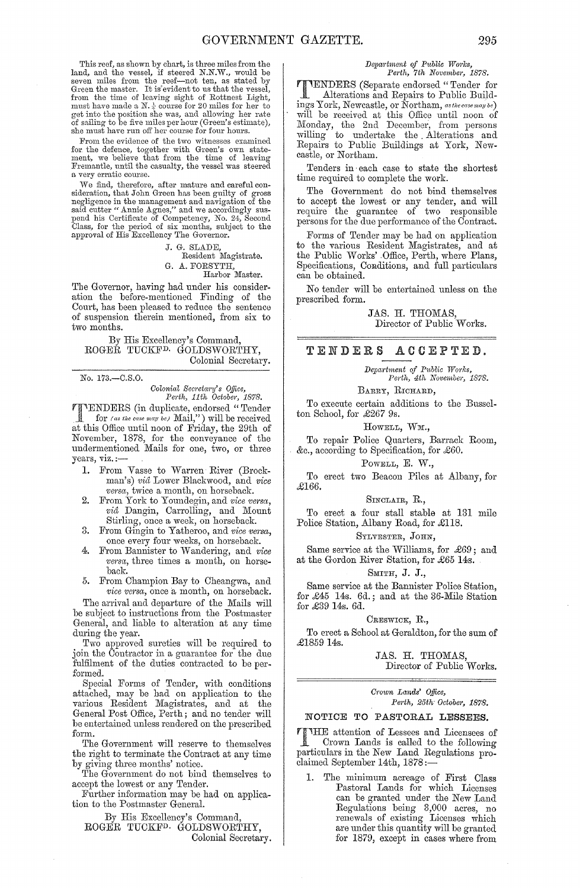This reef, as shown by chart, is three miles from the land, and the vessel, if steered N.N.W., would be seven miles from the reef—not ten, as stated by Green the master. It is evident to us that the vessel, from the time of leaving sight of Rottnest Light, must have made a N. ½ course for 20 miles for her to get into the position she was, and allowing her rate of sailing to be five miles per hour (Green's estimate), she must have run off her course for four hours.

From the evidence of the two witnesses examined for the defence, together with Green's own statement, we believe that from the time of leaving Fremantle, until the casualty, the vessel was steered a very erratic course.

We find, therefore, after mature and careful consideration, that John Green has been guilty of gross negligence in the management and navigation of the said cutter "Annie Agnes," and we accordingly suspend his Certificate of Competency, No. 24, Second Class, for the period of six months, subject to the approval of His Excellency The Governor.

J. G. SLADE,
Resident Magistrate.
G. A. FORSYTH,
Harbor Master.

The Governor, having had under his consideration the before-mentioned Finding of the Court, has been pleased to reduce the sentence of suspension therein mentioned, from six to two months.

By His Excellency's Command,
ROGER TUCKFD. GOLDSWORTHY,
Colonial Secretary.

---

No. 173.—C.S.O.

*Colonial Secretary's Office,*
*Perth, 11th October, 1878.*

TENDERS (in duplicate, endorsed "Tender for *(as the case may be)* Mail,") will be received at this Office until noon of Friday, the 29th of November, 1878, for the conveyance of the undermentioned Mails for one, two, or three years, viz.:—

1. From Vasse to Warren River (Brockman's) *viâ* Lower Blackwood, and *vice versa*, twice a month, on horseback.
2. From York to Youndegin, and *vice versa*, *viâ* Dangin, Carrolling, and Mount Stirling, once a week, on horseback.
3. From Gingin to Yatheroo, and *vice versa*, once every four weeks, on horseback.
4. From Bannister to Wandering, and *vice versa*, three times a month, on horseback.
5. From Champion Bay to Cheangwa, and *vice versa*, once a month, on horseback.

The arrival and departure of the Mails will be subject to instructions from the Postmaster General, and liable to alteration at any time during the year.

Two approved sureties will be required to join the Contractor in a guarantee for the due fulfilment of the duties contracted to be performed.

Special Forms of Tender, with conditions attached, may be had on application to the various Resident Magistrates, and at the General Post Office, Perth; and no tender will be entertained unless rendered on the prescribed form.

The Government will reserve to themselves the right to terminate the Contract at any time by giving three months' notice.

The Government do not bind themselves to accept the lowest or any Tender.

Further information may be had on application to the Postmaster General.

By His Excellency's Command,
ROGER TUCKFD. GOLDSWORTHY,
Colonial Secretary.

---

*Department of Public Works,*
*Perth, 7th November, 1878.*

TENDERS (Separate endorsed "Tender for Alterations and Repairs to Public Buildings York, Newcastle, or Northam, *as the case may be*) will be received at this Office until noon of Monday, the 2nd December, from persons willing to undertake the Alterations and Repairs to Public Buildings at York, Newcastle, or Northam.

Tenders in each case to state the shortest time required to complete the work.

The Government do not bind themselves to accept the lowest or any tender, and will require the guarantee of two responsible persons for the due performance of the Contract.

Forms of Tender may be had on application to the various Resident Magistrates, and at the Public Works' Office, Perth, where Plans, Specifications, Conditions, and full particulars can be obtained.

No tender will be entertained unless on the prescribed form.

JAS. H. THOMAS,
Director of Public Works.

---

## TENDERS ACCEPTED.

*Department of Public Works,*
*Perth, 4th November, 1878.*

BARRY, RICHARD,

To execute certain additions to the Busselton School, for £267 9s.

HOWELL, WM.,

To repair Police Quarters, Barrack Room, &c., according to Specification, for £60.

POWELL, E. W.,

To erect two Beacon Piles at Albany, for £166.

SINCLAIR, R.,

To erect a four stall stable at 131 mile Police Station, Albany Road, for £118.

SYLVESTER, JOHN,

Same service at the Williams, for £69; and at the Gordon River Station, for £65 14s.

SMITH, J. J.,

Same service at the Bannister Police Station, for £45 14s. 6d.; and at the 36-Mile Station for £39 14s. 6d.

CRESWICK, R.,

To erect a School at Geraldton, for the sum of £1859 14s.

JAS. H. THOMAS,
Director of Public Works.

---

*Crown Lands' Office,*
*Perth, 25th October, 1878.*

### NOTICE TO PASTORAL LESSEES.

THE attention of Lessees and Licensees of Crown Lands is called to the following particulars in the New Land Regulations proclaimed September 14th, 1878:—

1. The minimum acreage of First Class Pastoral Lands for which Licenses can be granted under the New Land Regulations being 3,000 acres, no renewals of existing Licenses which are under this quantity will be granted for 1879, except in cases where from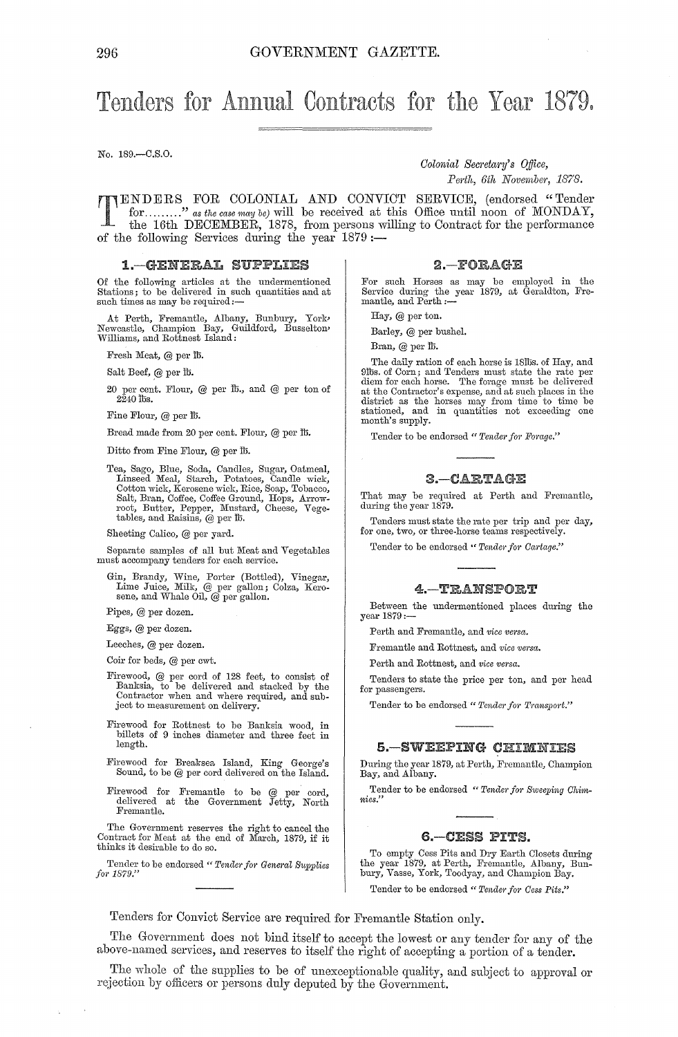# Tenders for Annual Contracts for the Year 1879.

No. 189.—C.S.O.

*Colonial Secretary's Office,*
*Perth, 6th November, 1878.*

TENDERS FOR COLONIAL AND CONVICT SERVICE, (endorsed "Tender for........." *as the case may be*) will be received at this Office until noon of MONDAY, the 16th DECEMBER, 1878, from persons willing to Contract for the performance of the following Services during the year 1879:—

## 1.—GENERAL SUPPLIES

Of the following articles at the undermentioned Stations; to be delivered in such quantities and at such times as may be required:—

At Perth, Fremantle, Albany, Bunbury, York, Newcastle, Champion Bay, Guildford, Busselton, Williams, and Rottnest Island:

Fresh Meat, @ per lb.

Salt Beef, @ per lb.

20 per cent. Flour, @ per lb., and @ per ton of 2240 lbs.

Fine Flour, @ per lb.

Bread made from 20 per cent. Flour, @ per lb.

Ditto from Fine Flour, @ per lb.

Tea, Sago, Blue, Soda, Candles, Sugar, Oatmeal, Linseed Meal, Starch, Potatoes, Candle wick, Cotton wick, Kerosene wick, Rice, Soap, Tobacco, Salt, Bran, Coffee, Coffee Ground, Hops, Arrowroot, Butter, Pepper, Mustard, Cheese, Vegetables, and Raisins, @ per lb.

Sheeting Calico, @ per yard.

Separate samples of all but Meat and Vegetables must accompany tenders for each service.

Gin, Brandy, Wine, Porter (Bottled), Vinegar, Lime Juice, Milk, @ per gallon; Colza, Kerosene, and Whale Oil, @ per gallon.

Pipes, @ per dozen.

Eggs, @ per dozen.

Leeches, @ per dozen.

Coir for beds, @ per cwt.

Firewood, @ per cord of 128 feet, to consist of Banksia, to be delivered and stacked by the Contractor when and where required, and subject to measurement on delivery.

Firewood for Rottnest to be Banksia wood, in billets of 9 inches diameter and three feet in length.

Firewood for Breaksea Island, King George's Sound, to be @ per cord delivered on the Island.

Firewood for Fremantle to be @ per cord, delivered at the Government Jetty, North Fremantle.

The Government reserves the right to cancel the Contract for Meat at the end of March, 1879, if it thinks it desirable to do so.

Tender to be endorsed "*Tender for General Supplies for 1879.*"

## 2.—FORAGE

For such Horses as may be employed in the Service during the year 1879, at Geraldton, Fremantle, and Perth:—

Hay, @ per ton.

Barley, @ per bushel.

Bran, @ per lb.

The daily ration of each horse is 18lbs. of Hay, and 9lbs. of Corn; and Tenders must state the rate per diem for each horse. The forage must be delivered at the Contractor's expense, and at such places in the district as the horses may from time to time be stationed, and in quantities not exceeding one month's supply.

Tender to be endorsed "*Tender for Forage.*"

## 3.—CARTAGE

That may be required at Perth and Fremantle, during the year 1879.

Tenders must state the rate per trip and per day, for one, two, or three-horse teams respectively.

Tender to be endorsed "*Tender for Cartage.*"

## 4.—TRANSPORT

Between the undermentioned places during the year 1879:—

Perth and Fremantle, and *vice versa.*

Fremantle and Rottnest, and *vice versa.*

Perth and Rottnest, and *vice versa.*

Tenders to state the price per ton, and per head for passengers.

Tender to be endorsed "*Tender for Transport.*"

## 5.—SWEEPING CHIMNIES

During the year 1879, at Perth, Fremantle, Champion Bay, and Albany.

Tender to be endorsed "*Tender for Sweeping Chimnies.*"

## 6.—CESS PITS.

To empty Cess Pits and Dry Earth Closets during the year 1879, at Perth, Fremantle, Albany, Bunbury, Vasse, York, Toodyay, and Champion Bay.

Tender to be endorsed "*Tender for Cess Pits.*"

Tenders for Convict Service are required for Fremantle Station only.

The Government does not bind itself to accept the lowest or any tender for any of the above-named services, and reserves to itself the right of accepting a portion of a tender.

The whole of the supplies to be of unexceptionable quality, and subject to approval or rejection by officers or persons duly deputed by the Government.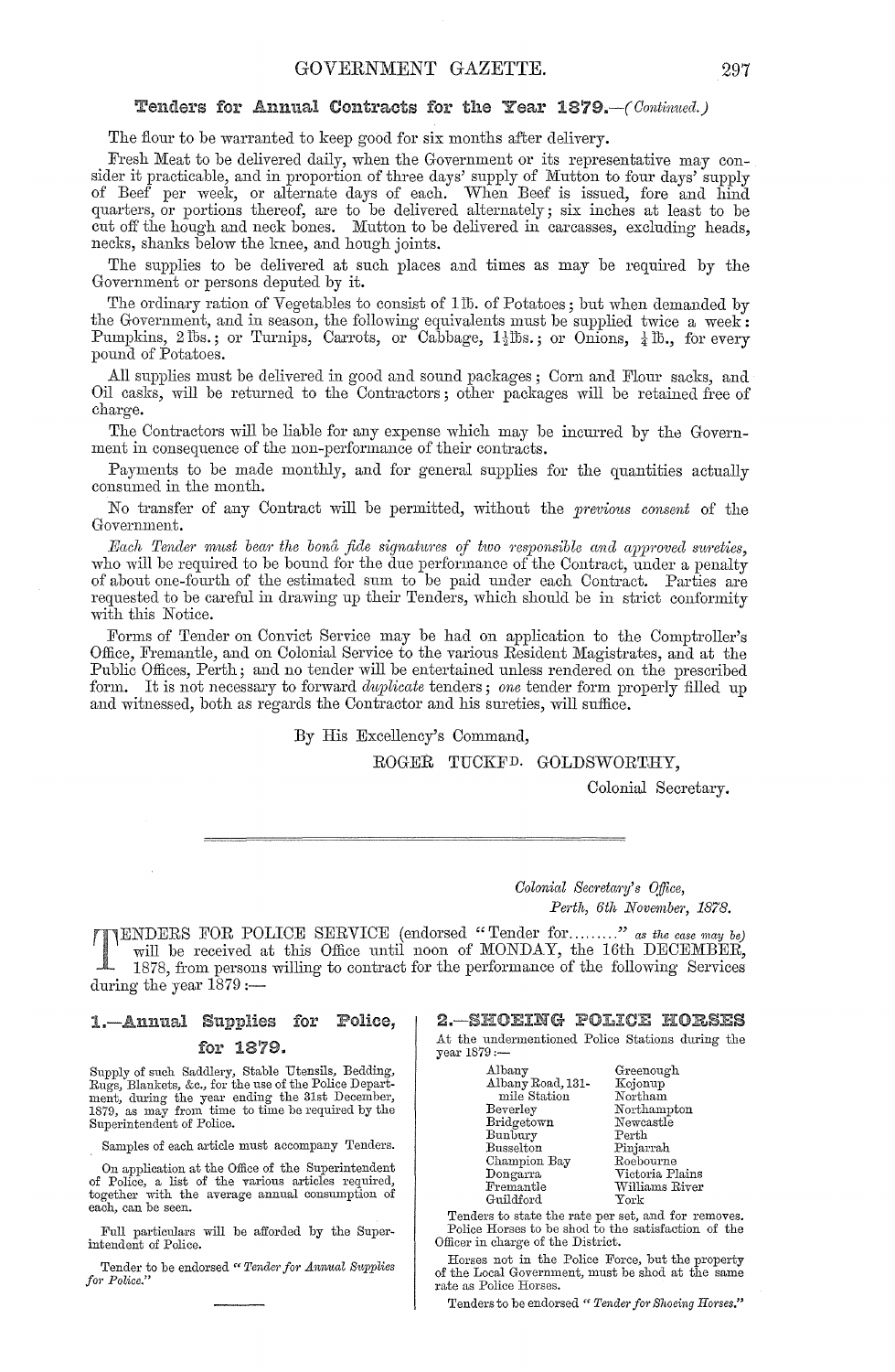## Tenders for Annual Contracts for the Year 1879.—(*Continued.*)

The flour to be warranted to keep good for six months after delivery.

Fresh Meat to be delivered daily, when the Government or its representative may consider it practicable, and in proportion of three days' supply of Mutton to four days' supply of Beef per week, or alternate days of each. When Beef is issued, fore and hind quarters, or portions thereof, are to be delivered alternately; six inches at least to be cut off the hough and neck bones. Mutton to be delivered in carcasses, excluding heads, necks, shanks below the knee, and hough joints.

The supplies to be delivered at such places and times as may be required by the Government or persons deputed by it.

The ordinary ration of Vegetables to consist of 1 lb. of Potatoes; but when demanded by the Government, and in season, the following equivalents must be supplied twice a week: Pumpkins, 2 lbs.; or Turnips, Carrots, or Cabbage, 1½ lbs.; or Onions, ¼ lb., for every pound of Potatoes.

All supplies must be delivered in good and sound packages; Corn and Flour sacks, and Oil casks, will be returned to the Contractors; other packages will be retained free of charge.

The Contractors will be liable for any expense which may be incurred by the Government in consequence of the non-performance of their contracts.

Payments to be made monthly, and for general supplies for the quantities actually consumed in the month.

No transfer of any Contract will be permitted, without the *previous consent* of the Government.

*Each Tender must bear the bonâ fide signatures of two responsible and approved sureties,* who will be required to be bound for the due performance of the Contract, under a penalty of about one-fourth of the estimated sum to be paid under each Contract. Parties are requested to be careful in drawing up their Tenders, which should be in strict conformity with this Notice.

Forms of Tender on Convict Service may be had on application to the Comptroller's Office, Fremantle, and on Colonial Service to the various Resident Magistrates, and at the Public Offices, Perth; and no tender will be entertained unless rendered on the prescribed form. It is not necessary to forward *duplicate* tenders; *one* tender form properly filled up and witnessed, both as regards the Contractor and his sureties, will suffice.

By His Excellency's Command,

ROGER TUCKFD. GOLDSWORTHY,

Colonial Secretary.

---

*Colonial Secretary's Office,*
*Perth, 6th November, 1878.*

TENDERS FOR POLICE SERVICE (endorsed "Tender for........." *as the case may be*) will be received at this Office until noon of MONDAY, the 16th DECEMBER, 1878, from persons willing to contract for the performance of the following Services during the year 1879:—

### 1.—Annual Supplies for Police, for 1879.

Supply of such Saddlery, Stable Utensils, Bedding, Rugs, Blankets, &c., for the use of the Police Department, during the year ending the 31st December, 1879, as may from time to time be required by the Superintendent of Police.

Samples of each article must accompany Tenders.

On application at the Office of the Superintendent of Police, a list of the various articles required, together with the average annual consumption of each, can be seen.

Full particulars will be afforded by the Superintendent of Police.

Tender to be endorsed "*Tender for Annual Supplies for Police.*"

### 2.—SHOEING POLICE HORSES

At the undermentioned Police Stations during the year 1879:—

| | |
|---|---|
| Albany | Greenough |
| Albany Road, 131-mile Station | Kojonup |
| Beverley | Northam |
| Bridgetown | Northampton |
| Bunbury | Newcastle |
| Busselton | Perth |
| Champion Bay | Pinjarrah |
| Dongarra | Roebourne |
| Fremantle | Victoria Plains |
| Guildford | Williams River |
| | York |

Tenders to state the rate per set, and for removes. Police Horses to be shod to the satisfaction of the Officer in charge of the District.

Horses not in the Police Force, but the property of the Local Government, must be shod at the same rate as Police Horses.

Tenders to be endorsed "*Tender for Shoeing Horses.*"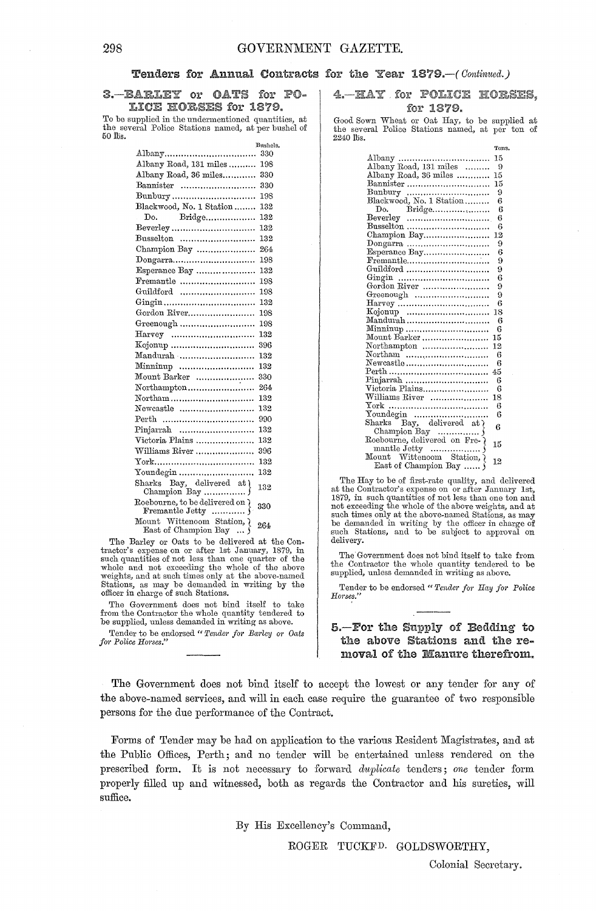## Tenders for Annual Contracts for the Year 1879.—(*Continued.*)

### 3.—BARLEY or OATS for POLICE HORSES for 1879.

To be supplied in the undermentioned quantities, at the several Police Stations named, at per bushel of 50 lbs.

| Station | Bushels. |
| --- | --- |
| Albany | 330 |
| Albany Road, 131 miles | 198 |
| Albany Road, 36 miles | 330 |
| Bannister | 330 |
| Bunbury | 198 |
| Blackwood, No. 1 Station | 132 |
| Do. Bridge | 132 |
| Beverley | 132 |
| Busselton | 132 |
| Champion Bay | 264 |
| Dongarra | 198 |
| Esperance Bay | 132 |
| Fremantle | 198 |
| Guildford | 198 |
| Gingin | 132 |
| Gordon River | 198 |
| Greenough | 198 |
| Harvey | 132 |
| Kojonup | 396 |
| Mandurah | 132 |
| Minninup | 132 |
| Mount Barker | 330 |
| Northampton | 264 |
| Northam | 132 |
| Newcastle | 132 |
| Perth | 990 |
| Pinjarrah | 132 |
| Victoria Plains | 132 |
| Williams River | 396 |
| York | 132 |
| Youndegin | 132 |
| Sharks Bay, delivered at Champion Bay | 132 |
| Roebourne, to be delivered on Fremantle Jetty | 330 |
| Mount Wittenoom Station, East of Champion Bay | 264 |

The Barley or Oats to be delivered at the Contractor's expense on or after 1st January, 1879, in such quantities of not less than one quarter of the whole and not exceeding the whole of the above weights, and at such times only at the above-named Stations, as may be demanded in writing by the officer in charge of such Stations.

The Government does not bind itself to take from the Contractor the whole quantity tendered to be supplied, unless demanded in writing as above.

Tender to be endorsed "*Tender for Barley or Oats for Police Horses.*"

### 4.—HAY for POLICE HORSES, for 1879.

Good Sown Wheat or Oat Hay, to be supplied at the several Police Stations named, at per ton of 2240 lbs.

| Station | Tons. |
| --- | --- |
| Albany | 15 |
| Albany Road, 131 miles | 9 |
| Albany Road, 36 miles | 15 |
| Bannister | 15 |
| Bunbury | 9 |
| Blackwood, No. 1 Station | 6 |
| Do. Bridge | 6 |
| Beverley | 6 |
| Busselton | 6 |
| Champion Bay | 12 |
| Dongarra | 9 |
| Esperance Bay | 6 |
| Fremantle | 9 |
| Guildford | 9 |
| Gingin | 6 |
| Gordon River | 9 |
| Greenough | 9 |
| Harvey | 6 |
| Kojonup | 18 |
| Mandurah | 6 |
| Minninup | 6 |
| Mount Barker | 15 |
| Northampton | 12 |
| Northam | 6 |
| Newcastle | 6 |
| Perth | 45 |
| Pinjarrah | 6 |
| Victoria Plains | 6 |
| Williams River | 18 |
| York | 6 |
| Youndegin | 6 |
| Sharks Bay, delivered at Champion Bay | 6 |
| Roebourne, delivered on Fremantle Jetty | 15 |
| Mount Wittenoom Station, East of Champion Bay | 12 |

The Hay to be of first-rate quality, and delivered at the Contractor's expense on or after January 1st, 1879, in such quantities of not less than one ton and not exceeding the whole of the above weights, and at such times only at the above-named Stations, as may be demanded in writing by the officer in charge of such Stations, and to be subject to approval on delivery.

The Government does not bind itself to take from the Contractor the whole quantity tendered to be supplied, unless demanded in writing as above.

Tender to be endorsed "*Tender for Hay for Police Horses.*"

### 5.—For the Supply of Bedding to the above Stations and the removal of the Manure therefrom.

The Government does not bind itself to accept the lowest or any tender for any of the above-named services, and will in each case require the guarantee of two responsible persons for the due performance of the Contract.

Forms of Tender may be had on application to the various Resident Magistrates, and at the Public Offices, Perth; and no tender will be entertained unless rendered on the prescribed form. It is not necessary to forward *duplicate* tenders; *one* tender form properly filled up and witnessed, both as regards the Contractor and his sureties, will suffice.

By His Excellency's Command,

ROGER TUCKFD. GOLDSWORTHY,

Colonial Secretary.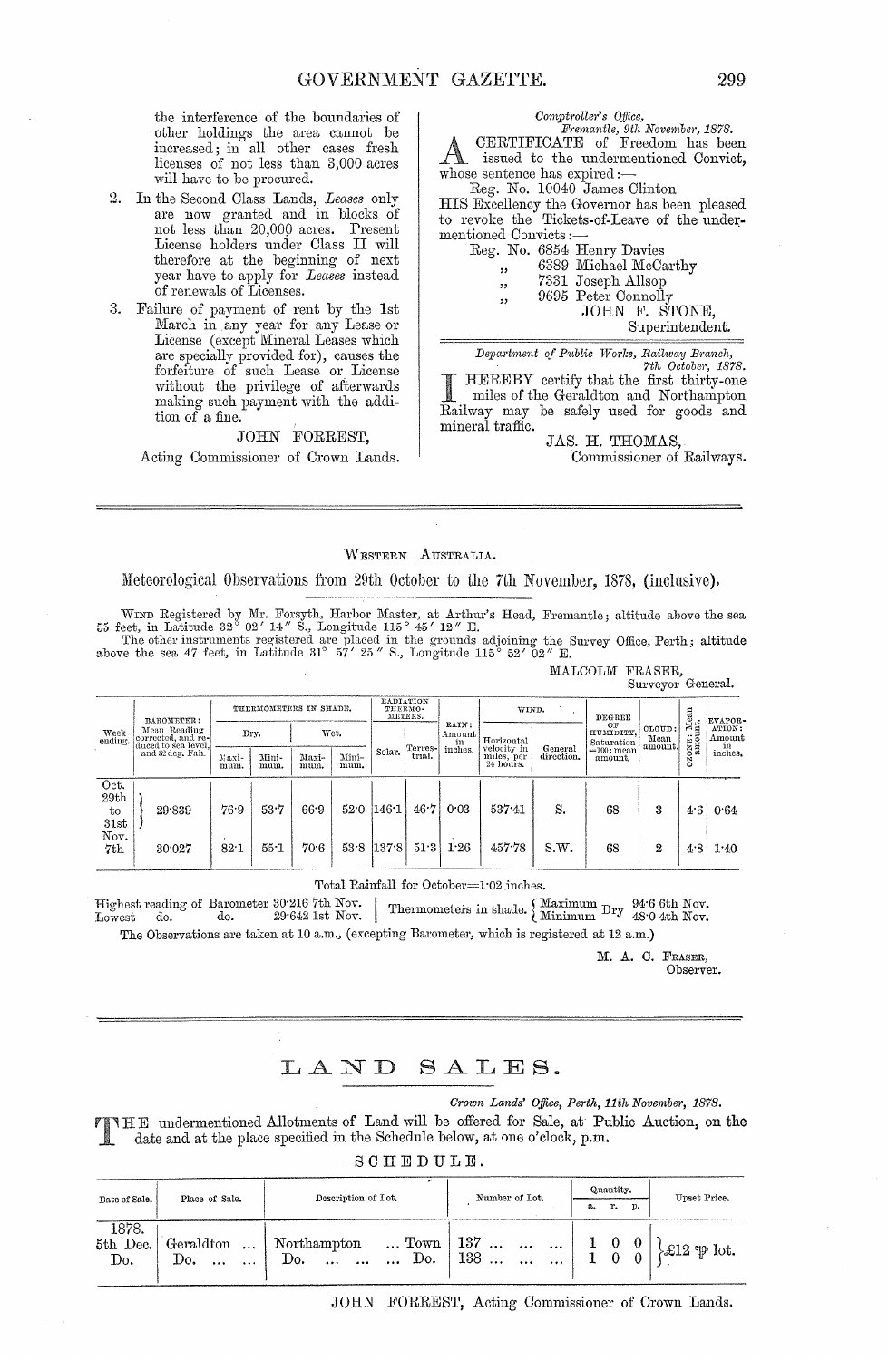the interference of the boundaries of other holdings the area cannot be increased; in all other cases fresh licenses of not less than 3,000 acres will have to be procured.

2. In the Second Class Lands, *Leases* only are now granted and in blocks of not less than 20,000 acres. Present License holders under Class II will therefore at the beginning of next year have to apply for *Leases* instead of renewals of Licenses.

3. Failure of payment of rent by the 1st March in any year for any Lease or License (except Mineral Leases which are specially provided for), causes the forfeiture of such Lease or License without the privilege of afterwards making such payment with the addition of a fine.

JOHN FORREST,
Acting Commissioner of Crown Lands.

*Comptroller's Office,*
*Fremantle, 9th November, 1878.*

A CERTIFICATE of Freedom has been issued to the undermentioned Convict, whose sentence has expired:—

Reg. No. 10040 James Clinton

HIS Excellency the Governor has been pleased to revoke the Tickets-of-Leave of the undermentioned Convicts:—

Reg. No. 6854 Henry Davies
" 6389 Michael McCarthy
" 7331 Joseph Allsop
" 9695 Peter Connolly

JOHN F. STONE,
Superintendent.

*Department of Public Works, Railway Branch,*
*7th October, 1878.*

I HEREBY certify that the first thirty-one miles of the Geraldton and Northampton Railway may be safely used for goods and mineral traffic.

JAS. H. THOMAS,
Commissioner of Railways.

---

WESTERN AUSTRALIA.

## Meteorological Observations from 29th October to the 7th November, 1878, (inclusive).

WIND Registered by Mr. Forsyth, Harbor Master, at Arthur's Head, Fremantle; altitude above the sea 55 feet, in Latitude 32° 02′ 14″ S., Longitude 115° 45′ 12″ E.

The other instruments registered are placed in the grounds adjoining the Survey Office, Perth; altitude above the sea 47 feet, in Latitude 31° 57′ 25″ S., Longitude 115° 52′ 02″ E.

MALCOLM FRASER,
Surveyor General.

| Week ending. | BAROMETER: Mean Reading corrected, and reduced to sea level, and 32 deg. Fah. | THERMOMETERS IN SHADE. | | | | RADIATION THERMOMETERS. | | RAIN: Amount in inches. | WIND. | | DEGREE OF HUMIDITY, Saturation =100: mean amount. | CLOUD: Mean amount. | OZONE: Mean amount. | EVAPORATION: Amount in inches. |
|---|---|---|---|---|---|---|---|---|---|---|---|---|---|---|
| | | Dry. | | Wet. | | | | | | | | | | |
| | | Maximum. | Minimum. | Maximum. | Minimum. | Solar. | Terrestrial. | | Horizontal velocity in miles, per 24 hours. | General direction. | | | | |
| Oct. 29th to 31st | 29·839 | 76·9 | 53·7 | 66·9 | 52·0 | 146·1 | 46·7 | 0·03 | 537·41 | S. | 68 | 3 | 4·6 | 0·64 |
| Nov. 7th | 30·027 | 82·1 | 55·1 | 70·6 | 53·8 | 137·8 | 51·3 | 1·26 | 457·78 | S.W. | 68 | 2 | 4·8 | 1·40 |

Total Rainfall for October=1·02 inches.

Highest reading of Barometer 30·216 7th Nov.
Lowest do. do. 29·642 1st Nov.

Thermometers in shade. Maximum Dry 94·6 6th Nov.; Minimum Dry 48·0 4th Nov.

The Observations are taken at 10 a.m., (excepting Barometer, which is registered at 12 a.m.)

M. A. C. FRASER,
Observer.

---

# LAND SALES.

*Crown Lands' Office, Perth, 11th November, 1878.*

THE undermentioned Allotments of Land will be offered for Sale, at Public Auction, on the date and at the place specified in the Schedule below, at one o'clock, p.m.

SCHEDULE.

| Date of Sale. | Place of Sale. | Description of Lot. | Number of Lot. | Quantity. | | | Upset Price. |
|---|---|---|---|---|---|---|---|
| | | | | a. | r. | p. | |
| 1878. 5th Dec. | Geraldton ... | Northampton ... Town | 137 ... ... ... | 1 | 0 | 0 | £12 ℔ lot. |
| Do. | Do. ... ... | Do. ... ... ... Do. | 138 ... ... ... | 1 | 0 | 0 | |

JOHN FORREST, Acting Commissioner of Crown Lands.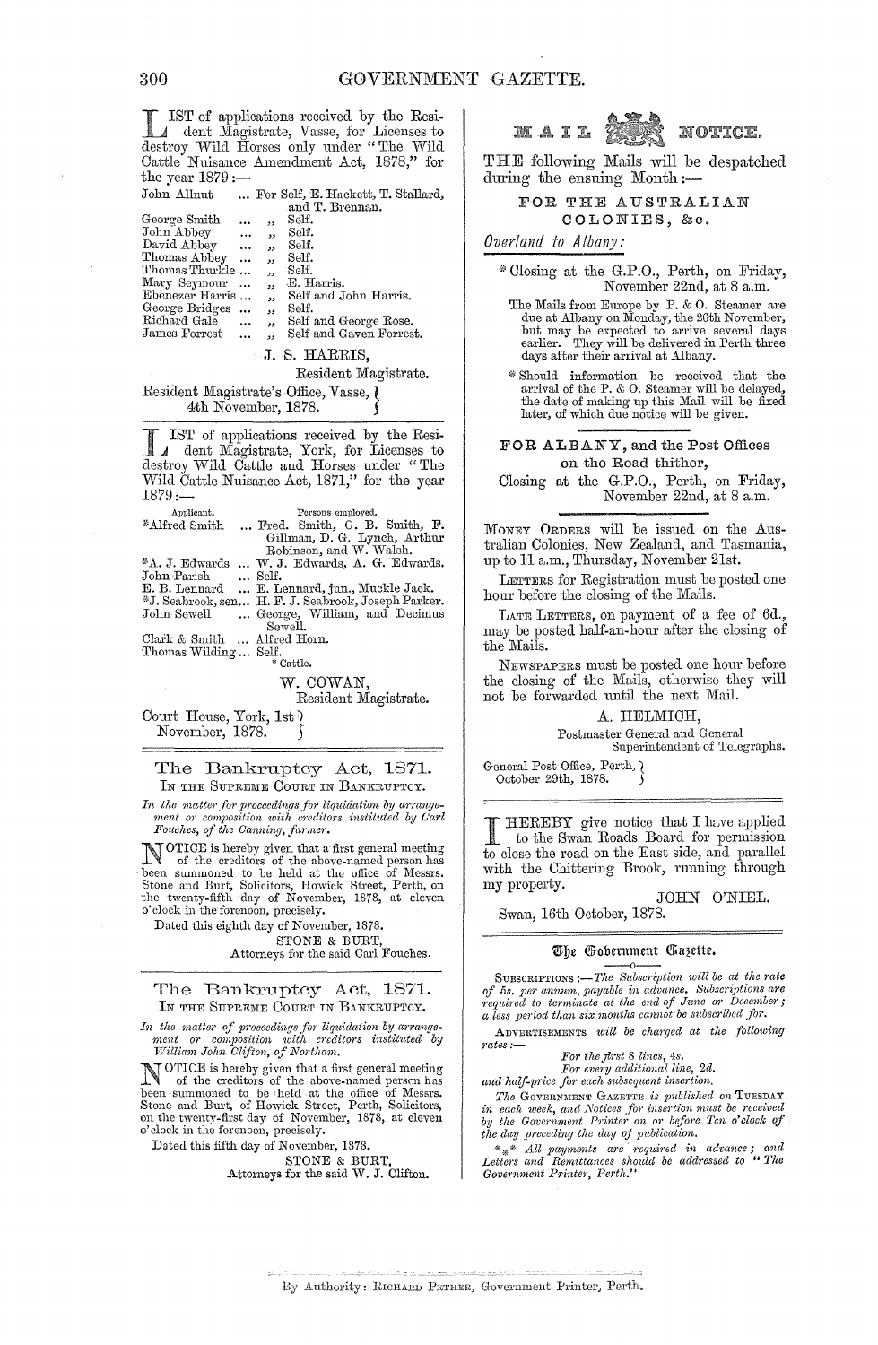LIST of applications received by the Resident Magistrate, Vasse, for Licenses to destroy Wild Horses only under "The Wild Cattle Nuisance Amendment Act, 1878," for the year 1879:—

| | |
|---|---|
| John Allnut | ... For Self, E. Hackett, T. Stallard, and T. Brennan. |
| George Smith | ... " Self. |
| John Abbey | ... " Self. |
| David Abbey | ... " Self. |
| Thomas Abbey | ... " Self. |
| Thomas Thurkle | ... " Self. |
| Mary Seymour | ... " E. Harris. |
| Ebenezer Harris | ... " Self and John Harris. |
| George Bridges | ... " Self. |
| Richard Gale | ... " Self and George Rose. |
| James Forrest | ... " Self and Gaven Forrest. |

J. S. HARRIS,
Resident Magistrate.

Resident Magistrate's Office, Vasse, 4th November, 1878.

---

LIST of applications received by the Resident Magistrate, York, for Licenses to destroy Wild Cattle and Horses under "The Wild Cattle Nuisance Act, 1871," for the year 1879:—

| Applicant. | Persons employed. |
|---|---|
| *Alfred Smith | ... Fred. Smith, G. B. Smith, F. Gillman, D. G. Lynch, Arthur Robinson, and W. Walsh. |
| *A. J. Edwards | ... W. J. Edwards, A. G. Edwards. |
| John Parish | ... Self. |
| E. B. Lennard | ... E. Lennard, jun., Muckle Jack. |
| *J. Seabrook, sen. | ... H. F. J. Seabrook, Joseph Parker. |
| John Sewell | ... George, William, and Decimus Sewell. |
| Clark & Smith | ... Alfred Horn. |
| Thomas Wilding | ... Self. |

\* Cattle.

W. COWAN,
Resident Magistrate.

Court House, York, 1st November, 1878.

---

## The Bankruptcy Act, 1871.

### IN THE SUPREME COURT IN BANKRUPTCY.

*In the matter for proceedings for liquidation by arrangement or composition with creditors instituted by Carl Fouches, of the Canning, farmer.*

NOTICE is hereby given that a first general meeting of the creditors of the above-named person has been summoned to be held at the office of Messrs. Stone and Burt, Solicitors, Howick Street, Perth, on the twenty-fifth day of November, 1878, at eleven o'clock in the forenoon, precisely.

Dated this eighth day of November, 1878.

STONE & BURT,
Attorneys for the said Carl Fouches.

---

## The Bankruptcy Act, 1871.

### IN THE SUPREME COURT IN BANKRUPTCY.

*In the matter of proceedings for liquidation by arrangement or composition with creditors instituted by William John Clifton, of Northam.*

NOTICE is hereby given that a first general meeting of the creditors of the above-named person has been summoned to be held at the office of Messrs. Stone and Burt, of Howick Street, Perth, Solicitors, on the twenty-first day of November, 1878, at eleven o'clock in the forenoon, precisely.

Dated this fifth day of November, 1878.

STONE & BURT,
Attorneys for the said W. J. Clifton.

---

# MAIL NOTICE.

THE following Mails will be despatched during the ensuing Month:—

## FOR THE AUSTRALIAN COLONIES, &c.

*Overland to Albany:*

\* Closing at the G.P.O., Perth, on Friday, November 22nd, at 8 a.m.

The Mails from Europe by P. & O. Steamer are due at Albany on Monday, the 26th November, but may be expected to arrive several days earlier. They will be delivered in Perth three days after their arrival at Albany.

\* Should information be received that the arrival of the P. & O. Steamer will be delayed, the date of making up this Mail will be fixed later, of which due notice will be given.

## FOR ALBANY, and the Post Offices on the Road thither,

Closing at the G.P.O., Perth, on Friday, November 22nd, at 8 a.m.

MONEY ORDERS will be issued on the Australian Colonies, New Zealand, and Tasmania, up to 11 a.m., Thursday, November 21st.

LETTERS for Registration must be posted one hour before the closing of the Mails.

LATE LETTERS, on payment of a fee of 6d., may be posted half-an-hour after the closing of the Mails.

NEWSPAPERS must be posted one hour before the closing of the Mails, otherwise they will not be forwarded until the next Mail.

A. HELMICH,
Postmaster General and General Superintendent of Telegraphs.

General Post Office, Perth, October 29th, 1878.

---

I HEREBY give notice that I have applied to the Swan Roads Board for permission to close the road on the East side, and parallel with the Chittering Brook, running through my property.

JOHN O'NIEL.

Swan, 16th October, 1878.

---

## The Government Gazette.

SUBSCRIPTIONS:—*The Subscription will be at the rate of 5s. per annum, payable in advance. Subscriptions are required to terminate at the end of June or December; a less period than six months cannot be subscribed for.*

ADVERTISEMENTS *will be charged at the following rates:—*

*For the first 8 lines, 4s.*
*For every additional line, 2d.*
*and half-price for each subsequent insertion.*

*The* GOVERNMENT GAZETTE *is published on* TUESDAY *in each week, and Notices for insertion must be received by the Government Printer on or before Ten o'clock of the day preceding the day of publication.*

\*\*\* *All payments are required in advance; and Letters and Remittances should be addressed to "The Government Printer, Perth."*

---

By Authority: RICHARD PETHER, Government Printer, Perth.